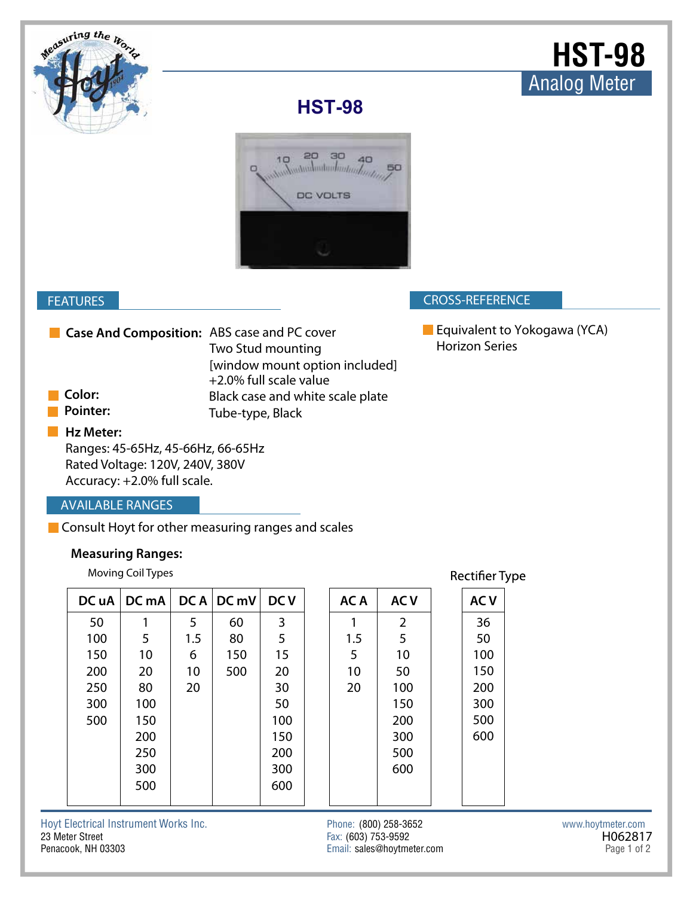# HST-98

## Analog Meter

## HST-98

## FEATURES

- **Case And Composition:** ABS case and PC cover
  Two Stud mounting
  [window mount option included]
  +2.0% full scale value
- **Color:** Black case and white scale plate
- **Pointer:** Tube-type, Black
- **Hz Meter:**
  Ranges: 45-65Hz, 45-66Hz, 66-65Hz
  Rated Voltage: 120V, 240V, 380V
  Accuracy: +2.0% full scale.

## CROSS-REFERENCE

- Equivalent to Yokogawa (YCA) Horizon Series

## AVAILABLE RANGES

- Consult Hoyt for other measuring ranges and scales

### Measuring Ranges:

Moving Coil Types

| DC uA | DC mA | DC A | DC mV | DC V |
|---|---|---|---|---|
| 50 | 1 | 5 | 60 | 3 |
| 100 | 5 | 1.5 | 80 | 5 |
| 150 | 10 | 6 | 150 | 15 |
| 200 | 20 | 10 | 500 | 20 |
| 250 | 80 | 20 | | 30 |
| 300 | 100 | | | 50 |
| 500 | 150 | | | 100 |
| | 200 | | | 150 |
| | 250 | | | 200 |
| | 300 | | | 300 |
| | 500 | | | 600 |

| AC A | AC V |
|---|---|
| 1 | 2 |
| 1.5 | 5 |
| 5 | 10 |
| 10 | 50 |
| 20 | 100 |
| | 150 |
| | 200 |
| | 300 |
| | 500 |
| | 600 |

Rectifier Type

| AC V |
|---|
| 36 |
| 50 |
| 100 |
| 150 |
| 200 |
| 300 |
| 500 |
| 600 |

Hoyt Electrical Instrument Works Inc.
23 Meter Street
Penacook, NH 03303

Phone: (800) 258-3652
Fax: (603) 753-9592
Email: sales@hoytmeter.com

www.hoytmeter.com
H062817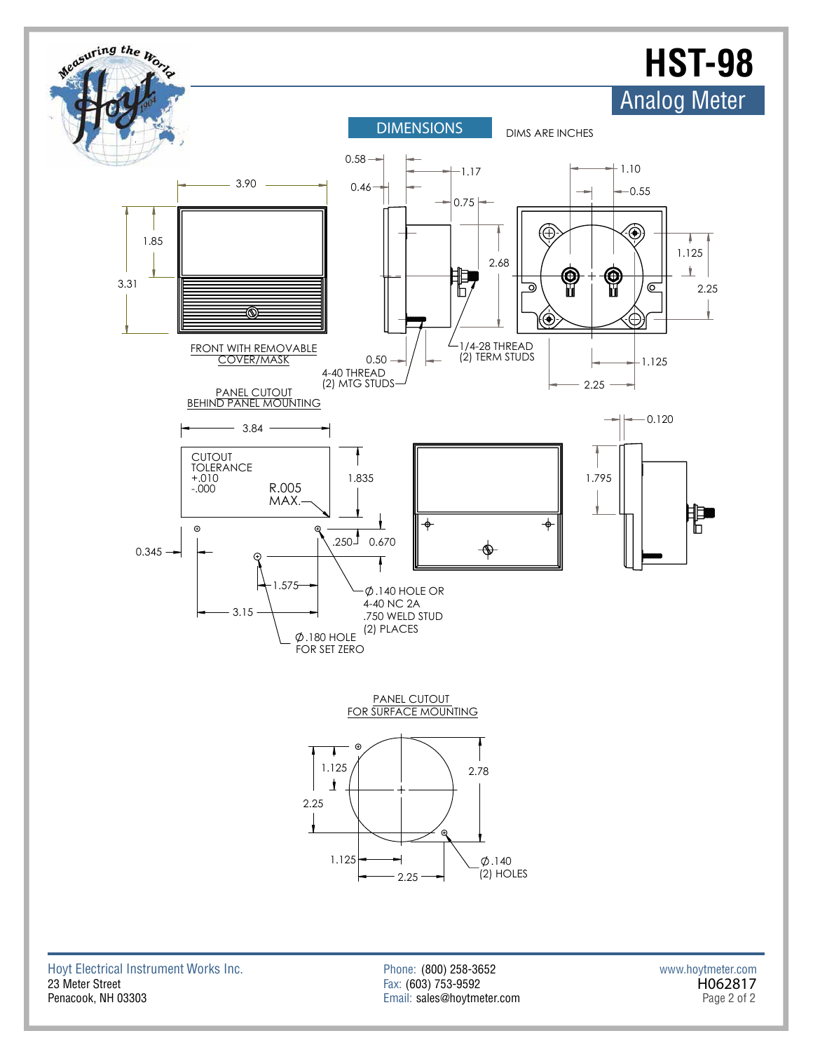# HST-98

## Analog Meter

**DIMENSIONS**

DIMS ARE INCHES

3.90

1.85

3.31

FRONT WITH REMOVABLE COVER/MASK

0.58

0.46

1.17

0.75

2.68

0.50

4-40 THREAD (2) MTG STUDS

1/4-28 THREAD (2) TERM STUDS

1.10

0.55

1.125

2.25

1.125

2.25

PANEL CUTOUT BEHIND PANEL MOUNTING

3.84

CUTOUT TOLERANCE +.010 -.000

R.005 MAX.

1.835

.250

0.670

0.345

1.575

3.15

Ø.140 HOLE OR 4-40 NC 2A .750 WELD STUD (2) PLACES

Ø.180 HOLE FOR SET ZERO

0.120

1.795

PANEL CUTOUT FOR SURFACE MOUNTING

1.125

2.25

2.78

1.125

2.25

Ø.140 (2) HOLES

Hoyt Electrical Instrument Works Inc.
23 Meter Street
Penacook, NH 03303

Phone: (800) 258-3652
Fax: (603) 753-9592
Email: sales@hoytmeter.com

www.hoytmeter.com
H062817